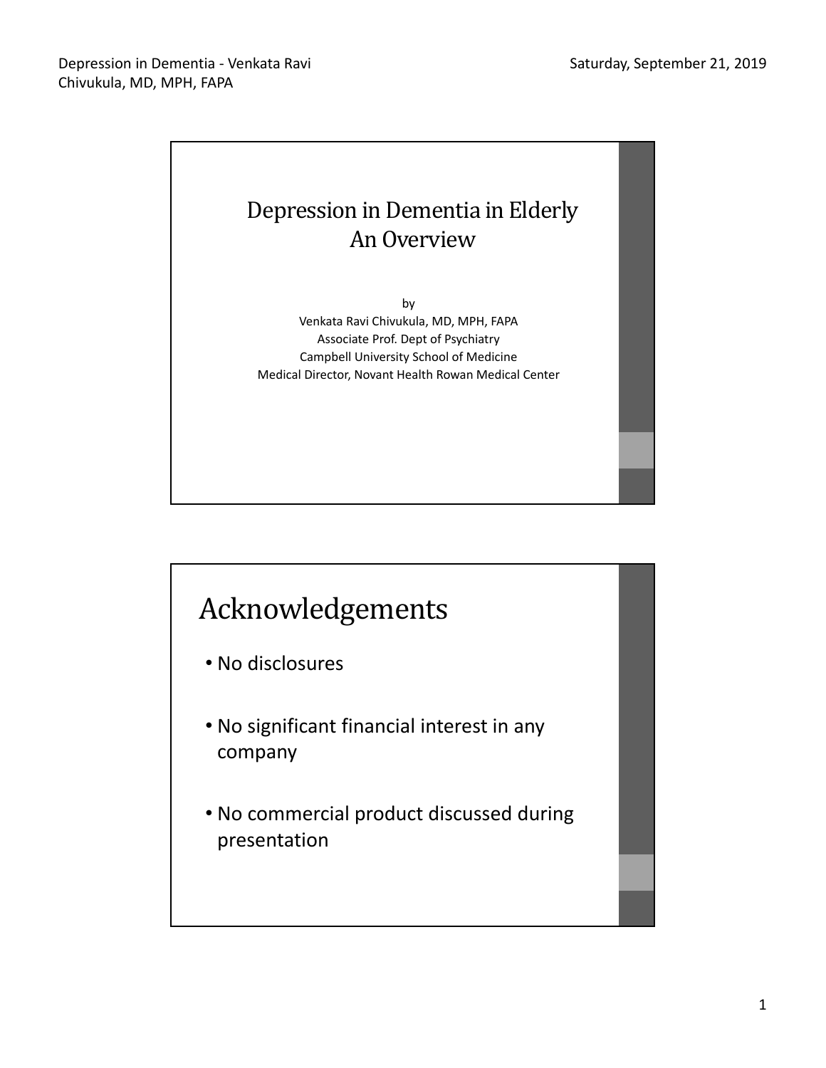# Depression in Dementia in Elderly An Overview

by
Venkata Ravi Chivukula, MD, MPH, FAPA
Associate Prof. Dept of Psychiatry
Campbell University School of Medicine
Medical Director, Novant Health Rowan Medical Center

## Acknowledgements

- No disclosures
- No significant financial interest in any company
- No commercial product discussed during presentation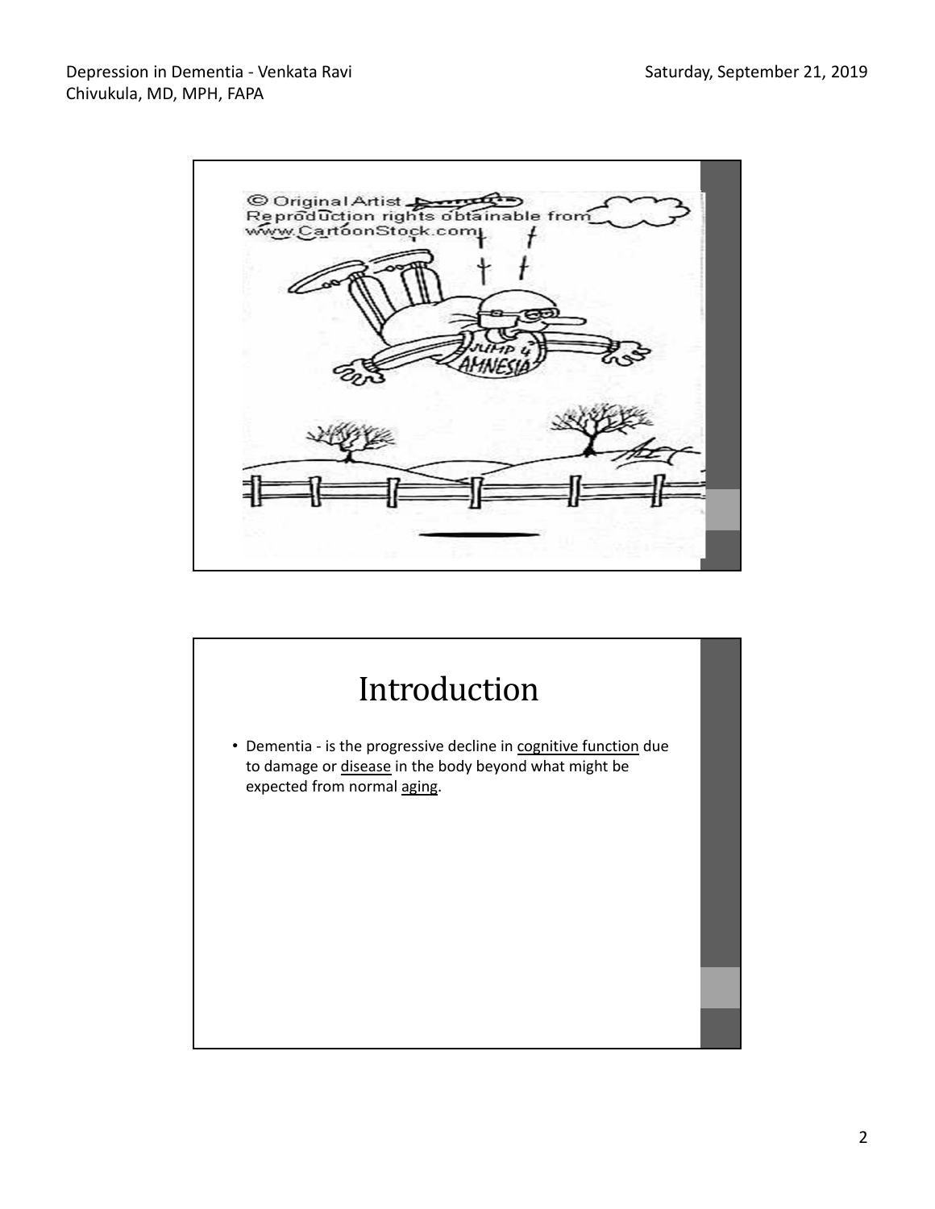# Introduction

- Dementia - is the progressive decline in cognitive function due to damage or disease in the body beyond what might be expected from normal aging.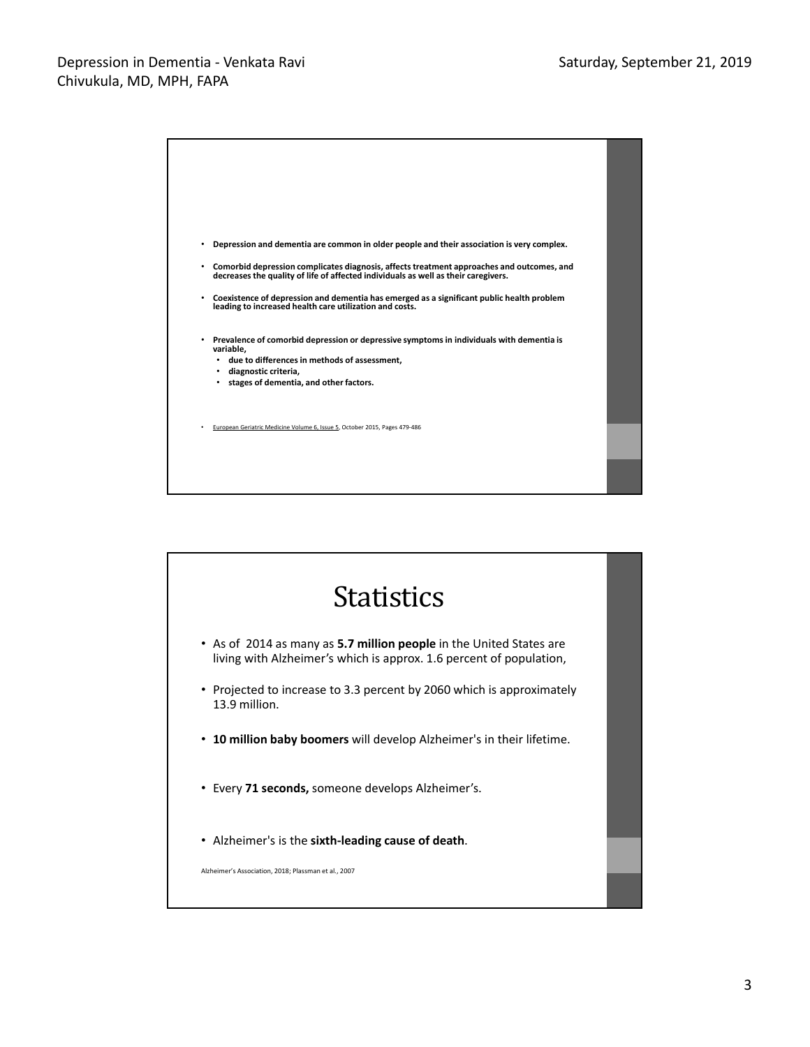- **Depression and dementia are common in older people and their association is very complex.**
- **Comorbid depression complicates diagnosis, affects treatment approaches and outcomes, and decreases the quality of life of affected individuals as well as their caregivers.**
- **Coexistence of depression and dementia has emerged as a significant public health problem leading to increased health care utilization and costs.**
- **Prevalence of comorbid depression or depressive symptoms in individuals with dementia is variable,**
  - **due to differences in methods of assessment,**
  - **diagnostic criteria,**
  - **stages of dementia, and other factors.**

- European Geriatric Medicine Volume 6, Issue 5, October 2015, Pages 479-486

# Statistics

- As of 2014 as many as **5.7 million people** in the United States are living with Alzheimer's which is approx. 1.6 percent of population,
- Projected to increase to 3.3 percent by 2060 which is approximately 13.9 million.
- **10 million baby boomers** will develop Alzheimer's in their lifetime.
- Every **71 seconds,** someone develops Alzheimer's.
- Alzheimer's is the **sixth-leading cause of death**.

Alzheimer's Association, 2018; Plassman et al., 2007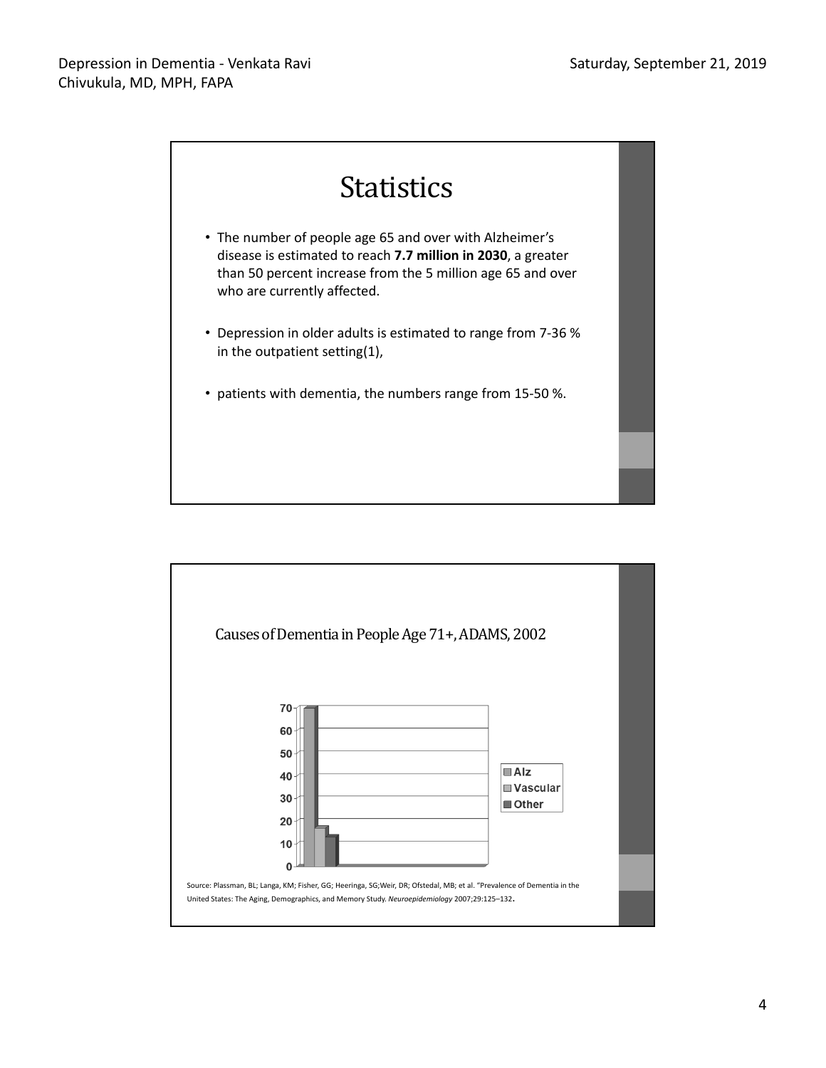# Statistics

- The number of people age 65 and over with Alzheimer's disease is estimated to reach **7.7 million in 2030**, a greater than 50 percent increase from the 5 million age 65 and over who are currently affected.
- Depression in older adults is estimated to range from 7-36 % in the outpatient setting(1),
- patients with dementia, the numbers range from 15-50 %.

## Causes of Dementia in People Age 71+, ADAMS, 2002

| Cause | Value |
| --- | --- |
| Alz | ~70 |
| Vascular | ~17 |
| Other | ~13 |

Source: Plassman, BL; Langa, KM; Fisher, GG; Heeringa, SG;Weir, DR; Ofstedal, MB; et al. "Prevalence of Dementia in the United States: The Aging, Demographics, and Memory Study. *Neuroepidemiology* 2007;29:125–132.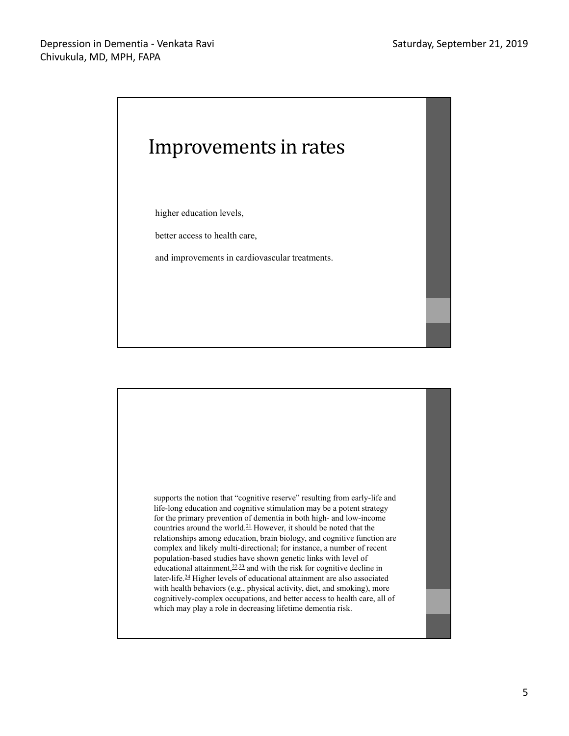# Improvements in rates

higher education levels,

better access to health care,

and improvements in cardiovascular treatments.

supports the notion that “cognitive reserve” resulting from early-life and life-long education and cognitive stimulation may be a potent strategy for the primary prevention of dementia in both high- and low-income countries around the world.[21] However, it should be noted that the relationships among education, brain biology, and cognitive function are complex and likely multi-directional; for instance, a number of recent population-based studies have shown genetic links with level of educational attainment,[22,23] and with the risk for cognitive decline in later-life.[24] Higher levels of educational attainment are also associated with health behaviors (e.g., physical activity, diet, and smoking), more cognitively-complex occupations, and better access to health care, all of which may play a role in decreasing lifetime dementia risk.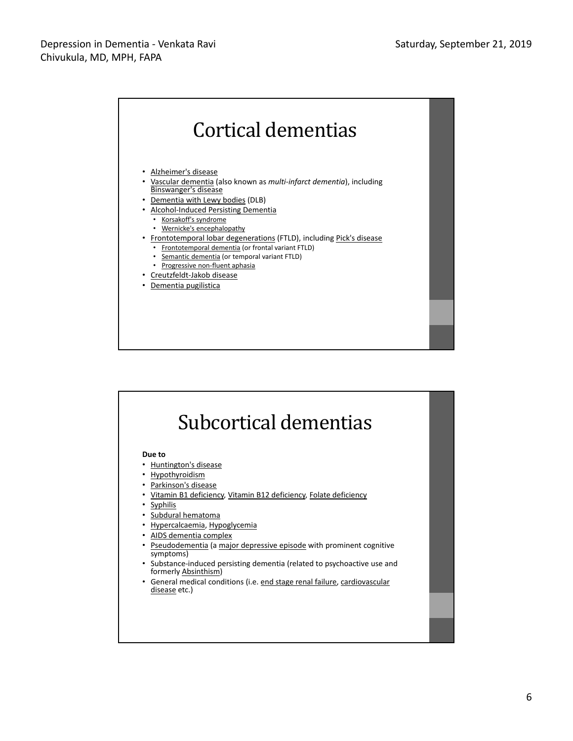# Cortical dementias

- Alzheimer's disease
- Vascular dementia (also known as *multi-infarct dementia*), including Binswanger's disease
- Dementia with Lewy bodies (DLB)
- Alcohol-Induced Persisting Dementia
  - Korsakoff's syndrome
  - Wernicke's encephalopathy
- Frontotemporal lobar degenerations (FTLD), including Pick's disease
  - Frontotemporal dementia (or frontal variant FTLD)
  - Semantic dementia (or temporal variant FTLD)
  - Progressive non-fluent aphasia
- Creutzfeldt-Jakob disease
- Dementia pugilistica

# Subcortical dementias

**Due to**

- Huntington's disease
- Hypothyroidism
- Parkinson's disease
- Vitamin B1 deficiency, Vitamin B12 deficiency, Folate deficiency
- Syphilis
- Subdural hematoma
- Hypercalcaemia, Hypoglycemia
- AIDS dementia complex
- Pseudodementia (a major depressive episode with prominent cognitive symptoms)
- Substance-induced persisting dementia (related to psychoactive use and formerly Absinthism)
- General medical conditions (i.e. end stage renal failure, cardiovascular disease etc.)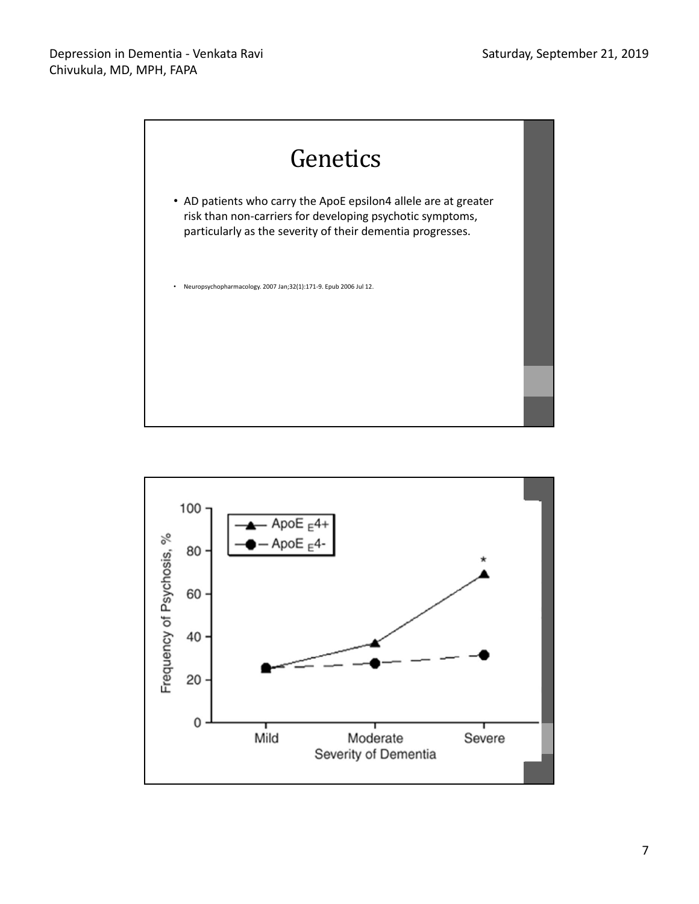# Genetics

- AD patients who carry the ApoE epsilon4 allele are at greater risk than non-carriers for developing psychotic symptoms, particularly as the severity of their dementia progresses.

- Neuropsychopharmacology. 2007 Jan;32(1):171-9. Epub 2006 Jul 12.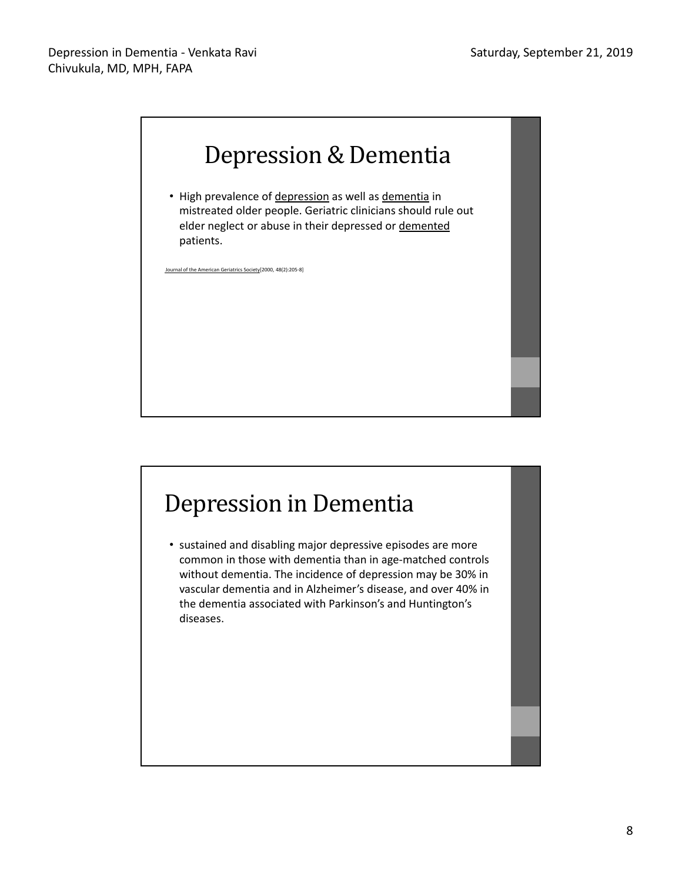## Depression & Dementia

- High prevalence of depression as well as dementia in mistreated older people. Geriatric clinicians should rule out elder neglect or abuse in their depressed or demented patients.

Journal of the American Geriatrics Society[2000, 48(2):205-8]

## Depression in Dementia

- sustained and disabling major depressive episodes are more common in those with dementia than in age-matched controls without dementia. The incidence of depression may be 30% in vascular dementia and in Alzheimer's disease, and over 40% in the dementia associated with Parkinson's and Huntington's diseases.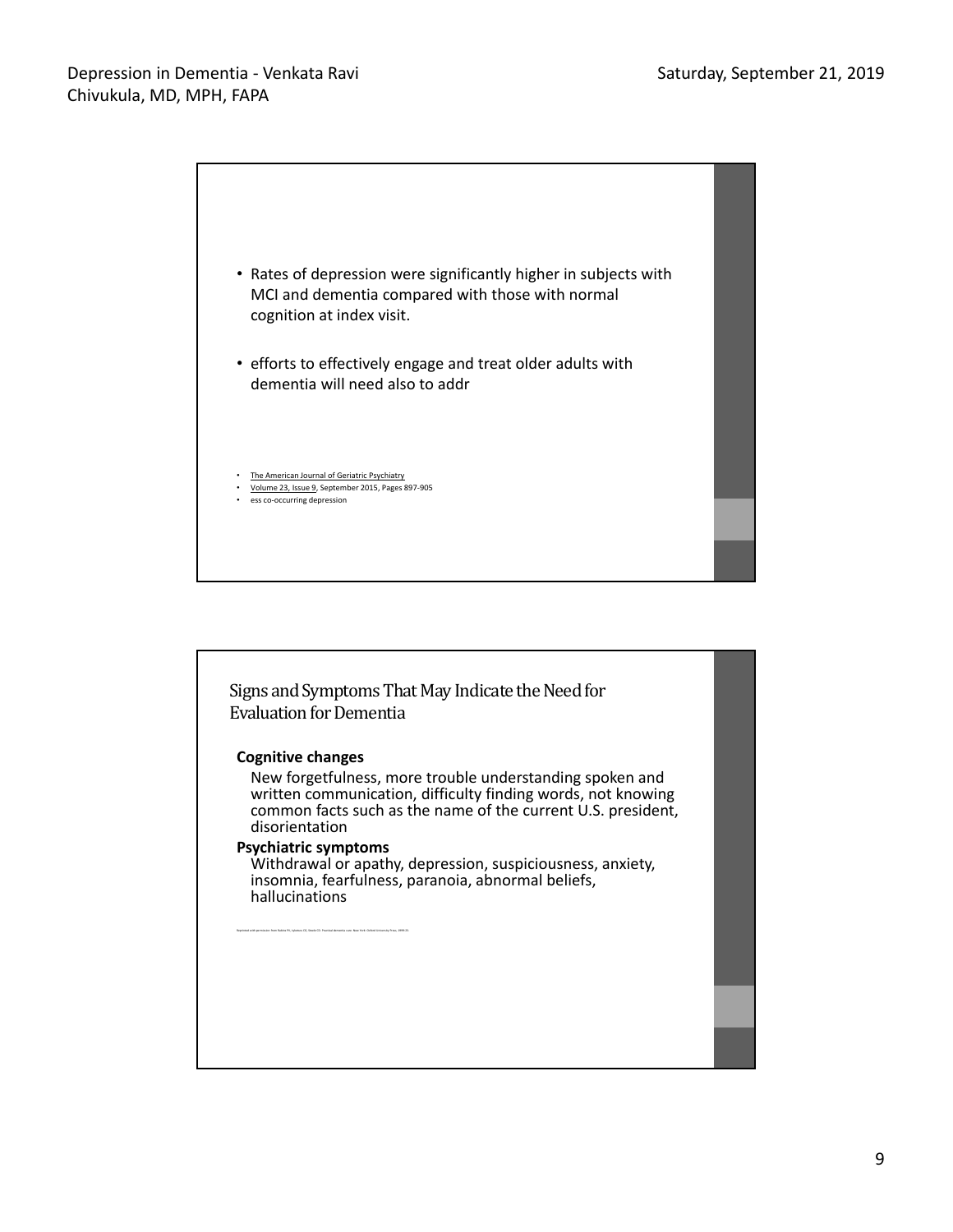- Rates of depression were significantly higher in subjects with MCI and dementia compared with those with normal cognition at index visit.

- efforts to effectively engage and treat older adults with dementia will need also to addr

- The American Journal of Geriatric Psychiatry
- Volume 23, Issue 9, September 2015, Pages 897-905
- ess co-occurring depression

## Signs and Symptoms That May Indicate the Need for Evaluation for Dementia

**Cognitive changes**

New forgetfulness, more trouble understanding spoken and written communication, difficulty finding words, not knowing common facts such as the name of the current U.S. president, disorientation

**Psychiatric symptoms**

Withdrawal or apathy, depression, suspiciousness, anxiety, insomnia, fearfulness, paranoia, abnormal beliefs, hallucinations

Reprinted with permission from Rabins PV, Lyketsos CG, Steele CD. Practical dementia care. New York: Oxford University Press, 1999:23.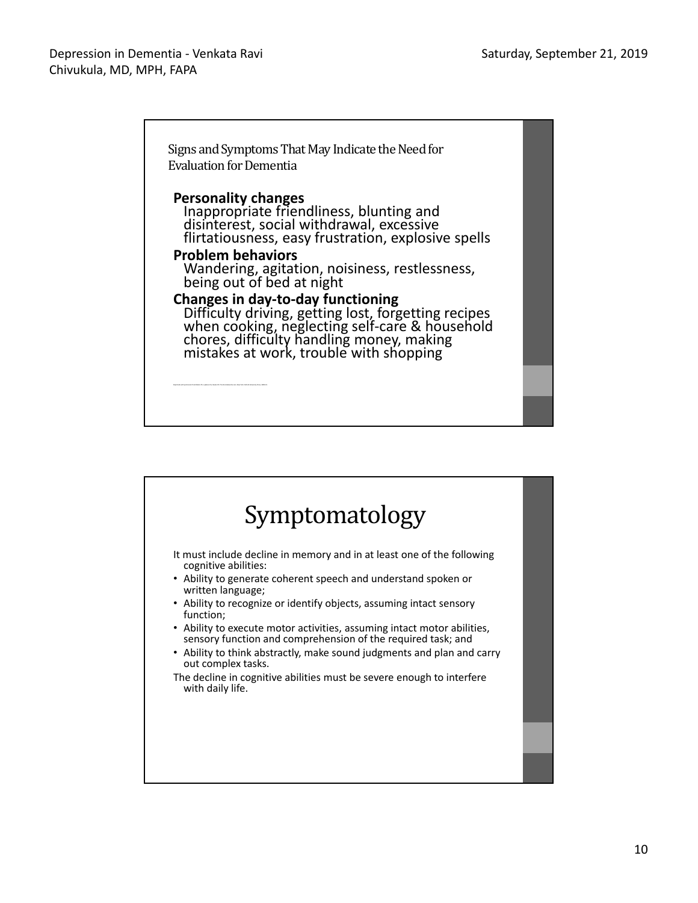## Signs and Symptoms That May Indicate the Need for Evaluation for Dementia

**Personality changes**
Inappropriate friendliness, blunting and disinterest, social withdrawal, excessive flirtatiousness, easy frustration, explosive spells

**Problem behaviors**
Wandering, agitation, noisiness, restlessness, being out of bed at night

**Changes in day-to-day functioning**
Difficulty driving, getting lost, forgetting recipes when cooking, neglecting self-care & household chores, difficulty handling money, making mistakes at work, trouble with shopping

# Symptomatology

It must include decline in memory and in at least one of the following cognitive abilities:

- Ability to generate coherent speech and understand spoken or written language;
- Ability to recognize or identify objects, assuming intact sensory function;
- Ability to execute motor activities, assuming intact motor abilities, sensory function and comprehension of the required task; and
- Ability to think abstractly, make sound judgments and plan and carry out complex tasks.

The decline in cognitive abilities must be severe enough to interfere with daily life.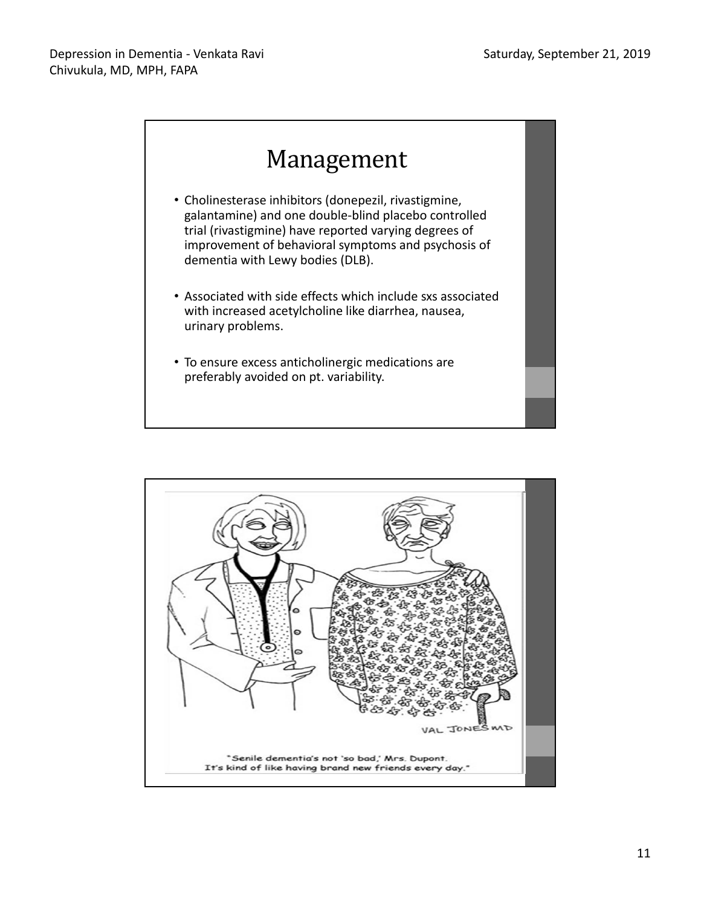# Management

- Cholinesterase inhibitors (donepezil, rivastigmine, galantamine) and one double-blind placebo controlled trial (rivastigmine) have reported varying degrees of improvement of behavioral symptoms and psychosis of dementia with Lewy bodies (DLB).

- Associated with side effects which include sxs associated with increased acetylcholine like diarrhea, nausea, urinary problems.

- To ensure excess anticholinergic medications are preferably avoided on pt. variability.

"Senile dementia's not 'so bad,' Mrs. Dupont. It's kind of like having brand new friends every day."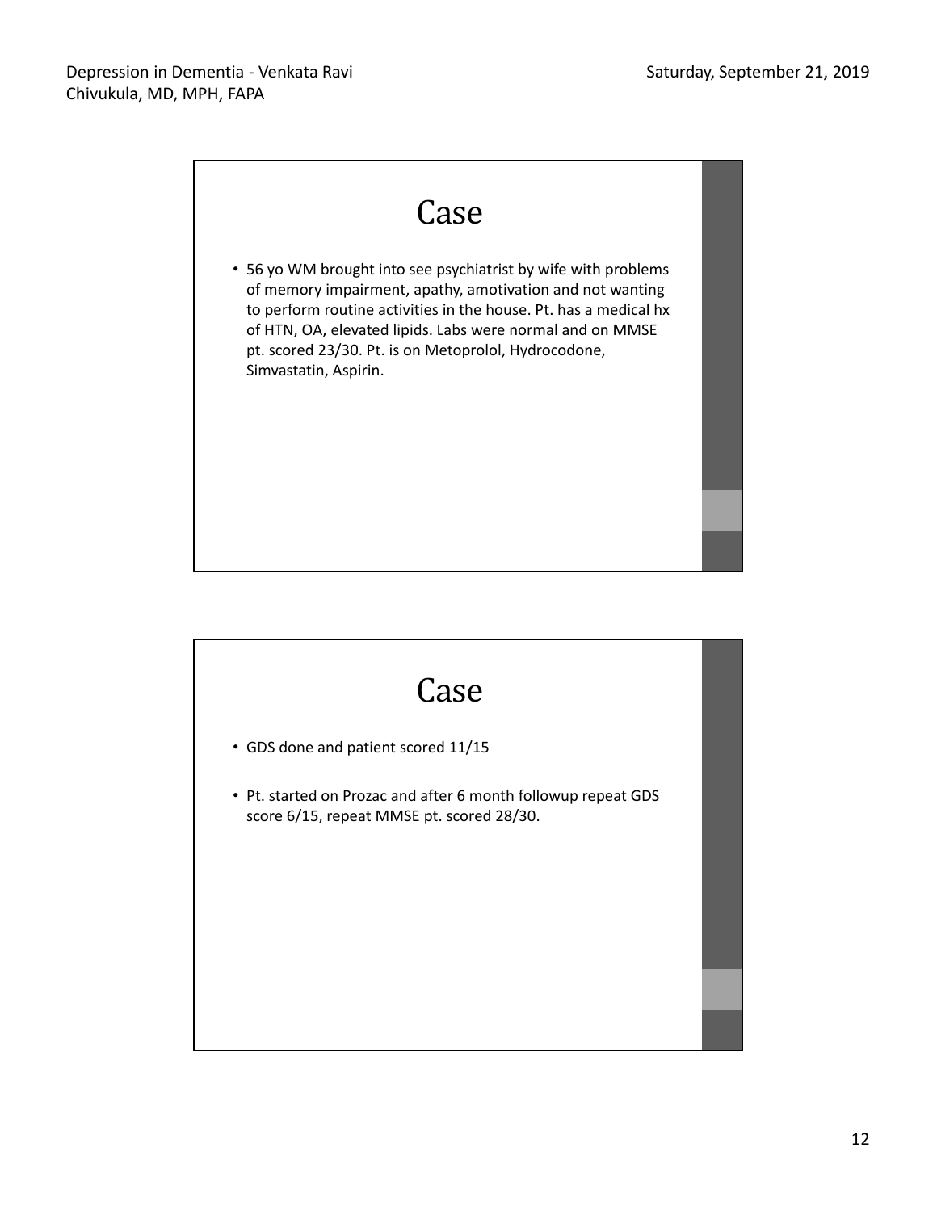# Case

- 56 yo WM brought into see psychiatrist by wife with problems of memory impairment, apathy, amotivation and not wanting to perform routine activities in the house. Pt. has a medical hx of HTN, OA, elevated lipids. Labs were normal and on MMSE pt. scored 23/30. Pt. is on Metoprolol, Hydrocodone, Simvastatin, Aspirin.

# Case

- GDS done and patient scored 11/15
- Pt. started on Prozac and after 6 month followup repeat GDS score 6/15, repeat MMSE pt. scored 28/30.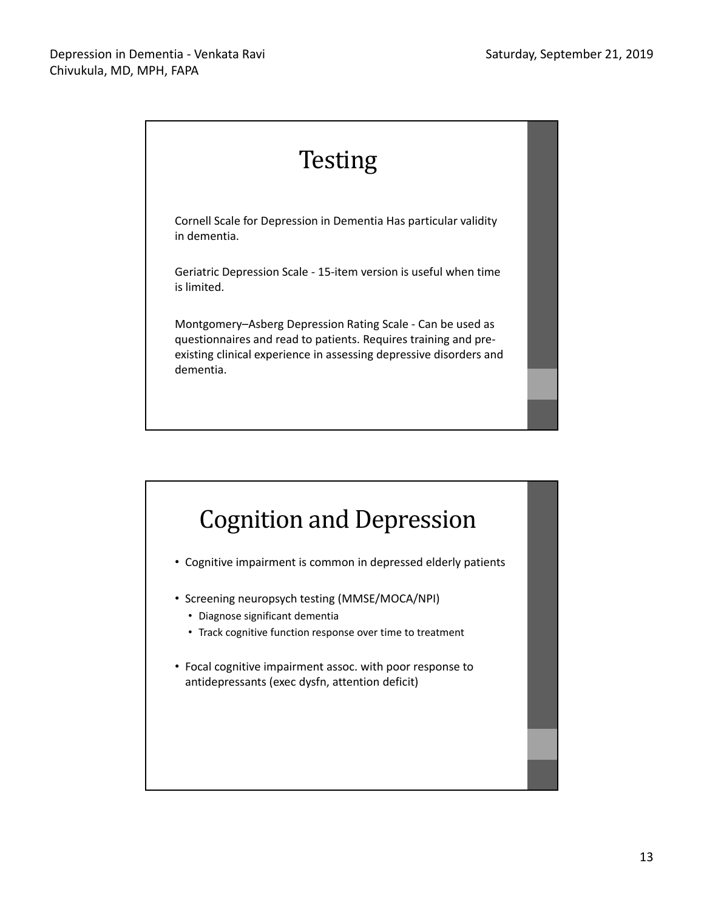# Testing

Cornell Scale for Depression in Dementia Has particular validity in dementia.

Geriatric Depression Scale - 15-item version is useful when time is limited.

Montgomery–Asberg Depression Rating Scale - Can be used as questionnaires and read to patients. Requires training and pre-existing clinical experience in assessing depressive disorders and dementia.

# Cognition and Depression

- Cognitive impairment is common in depressed elderly patients
- Screening neuropsych testing (MMSE/MOCA/NPI)
  - Diagnose significant dementia
  - Track cognitive function response over time to treatment
- Focal cognitive impairment assoc. with poor response to antidepressants (exec dysfn, attention deficit)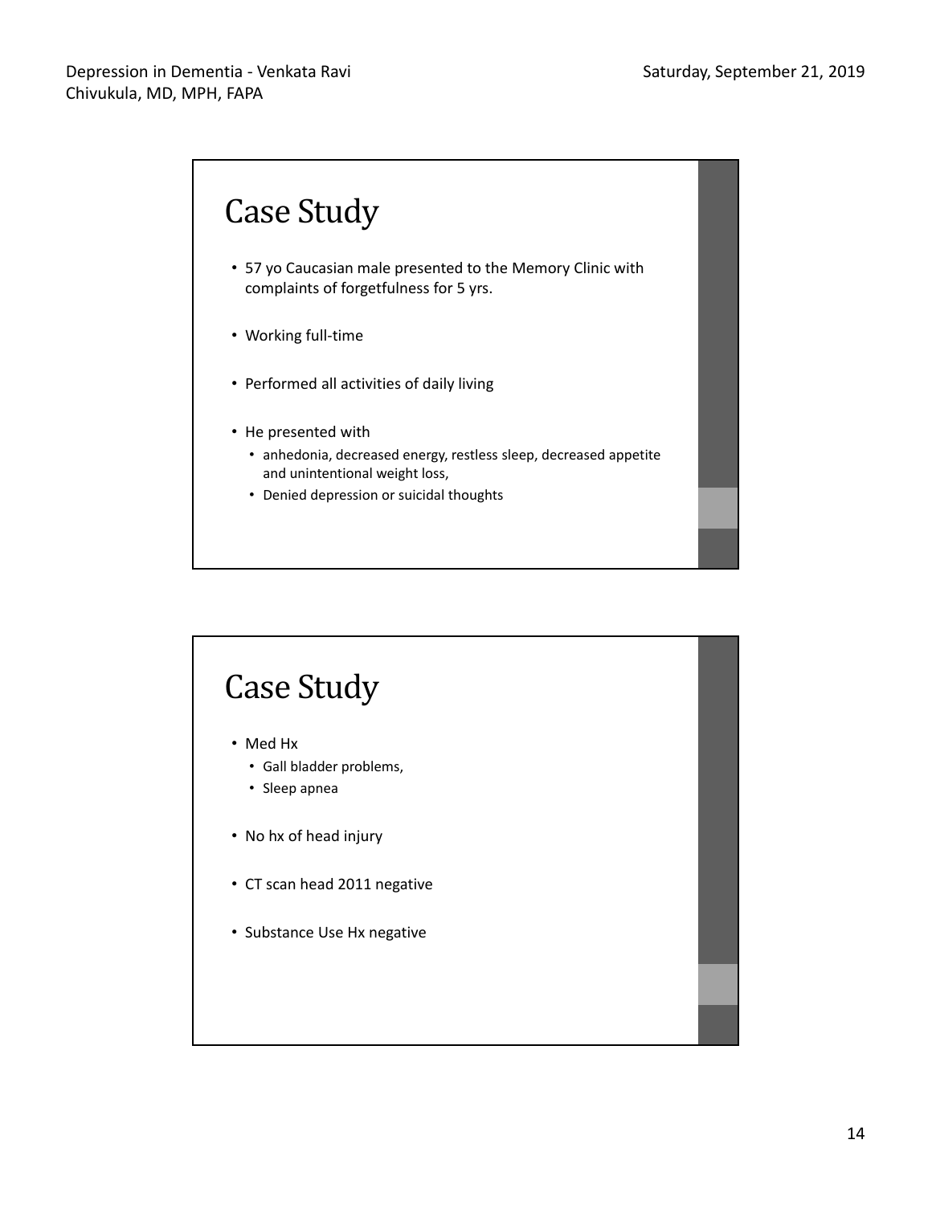## Case Study

- 57 yo Caucasian male presented to the Memory Clinic with complaints of forgetfulness for 5 yrs.
- Working full-time
- Performed all activities of daily living
- He presented with
  - anhedonia, decreased energy, restless sleep, decreased appetite and unintentional weight loss,
  - Denied depression or suicidal thoughts

## Case Study

- Med Hx
  - Gall bladder problems,
  - Sleep apnea
- No hx of head injury
- CT scan head 2011 negative
- Substance Use Hx negative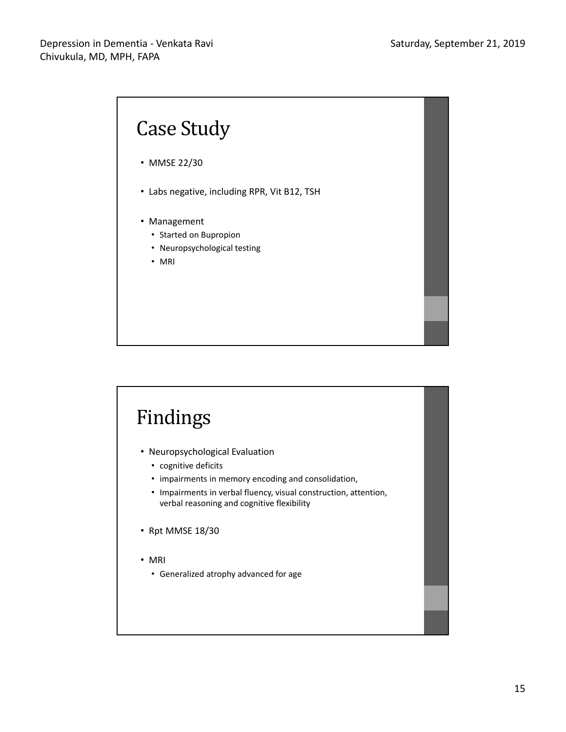## Case Study

- MMSE 22/30
- Labs negative, including RPR, Vit B12, TSH
- Management
  - Started on Bupropion
  - Neuropsychological testing
  - MRI

## Findings

- Neuropsychological Evaluation
  - cognitive deficits
  - impairments in memory encoding and consolidation,
  - Impairments in verbal fluency, visual construction, attention, verbal reasoning and cognitive flexibility
- Rpt MMSE 18/30
- MRI
  - Generalized atrophy advanced for age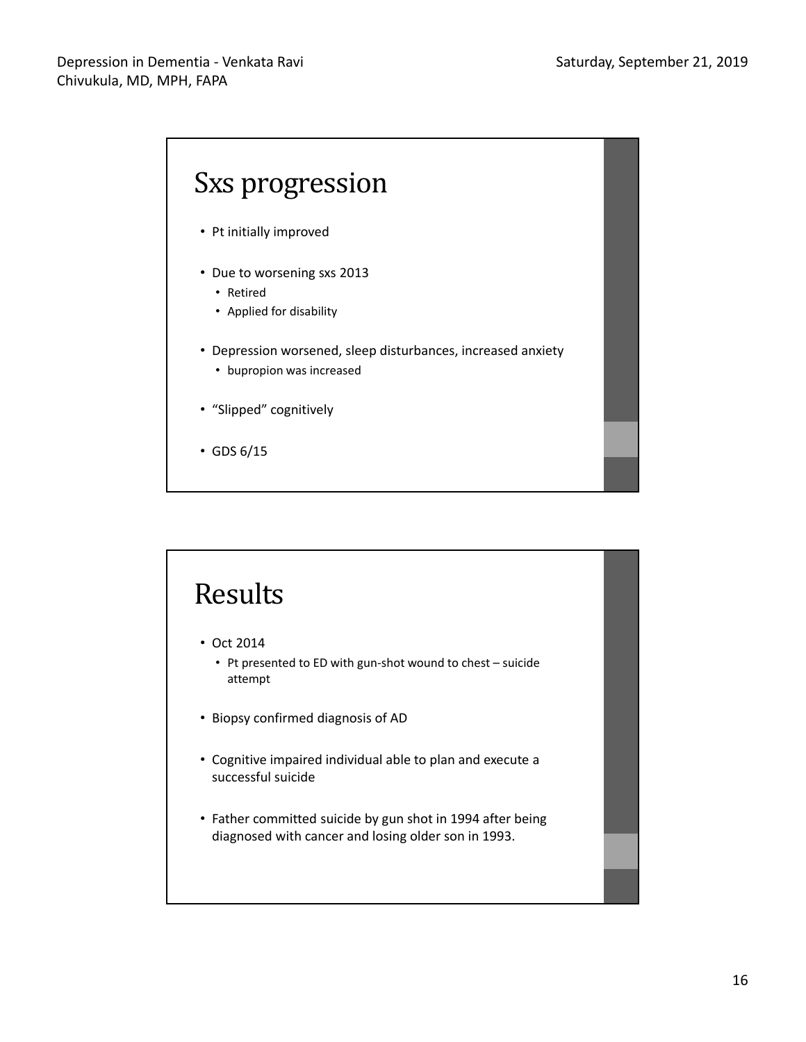# Sxs progression

- Pt initially improved
- Due to worsening sxs 2013
  - Retired
  - Applied for disability
- Depression worsened, sleep disturbances, increased anxiety
  - bupropion was increased
- "Slipped" cognitively
- GDS 6/15

# Results

- Oct 2014
  - Pt presented to ED with gun-shot wound to chest – suicide attempt
- Biopsy confirmed diagnosis of AD
- Cognitive impaired individual able to plan and execute a successful suicide
- Father committed suicide by gun shot in 1994 after being diagnosed with cancer and losing older son in 1993.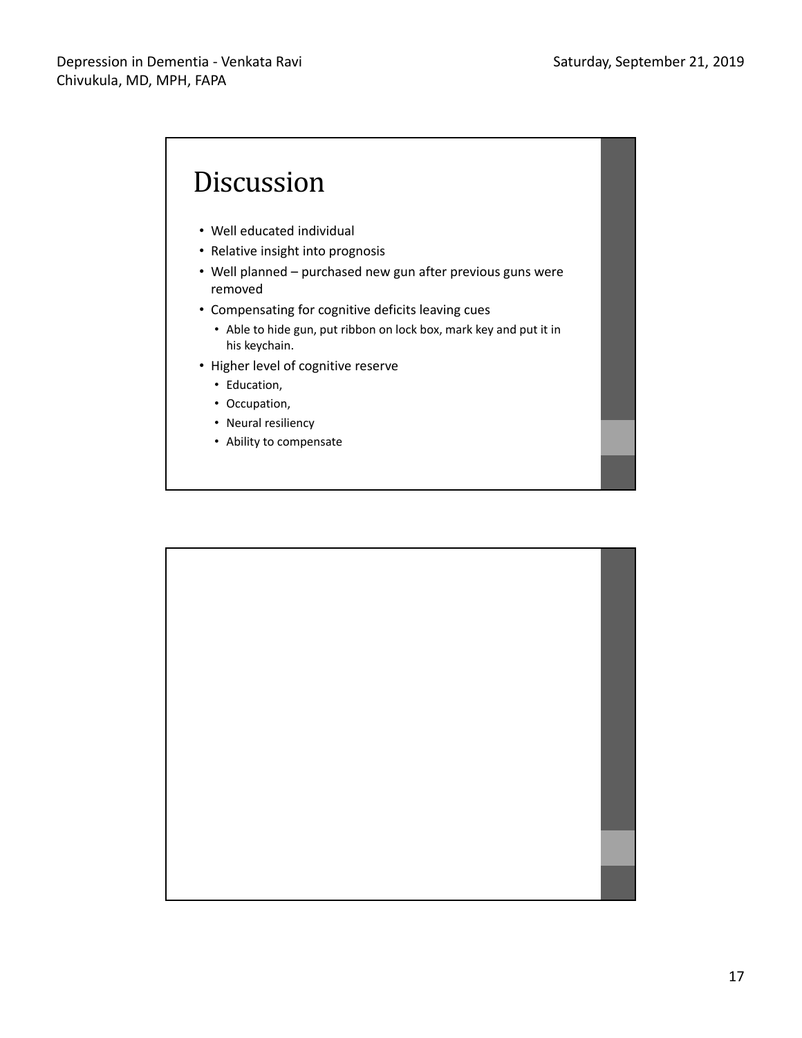# Discussion

- Well educated individual
- Relative insight into prognosis
- Well planned – purchased new gun after previous guns were removed
- Compensating for cognitive deficits leaving cues
  - Able to hide gun, put ribbon on lock box, mark key and put it in his keychain.
- Higher level of cognitive reserve
  - Education,
  - Occupation,
  - Neural resiliency
  - Ability to compensate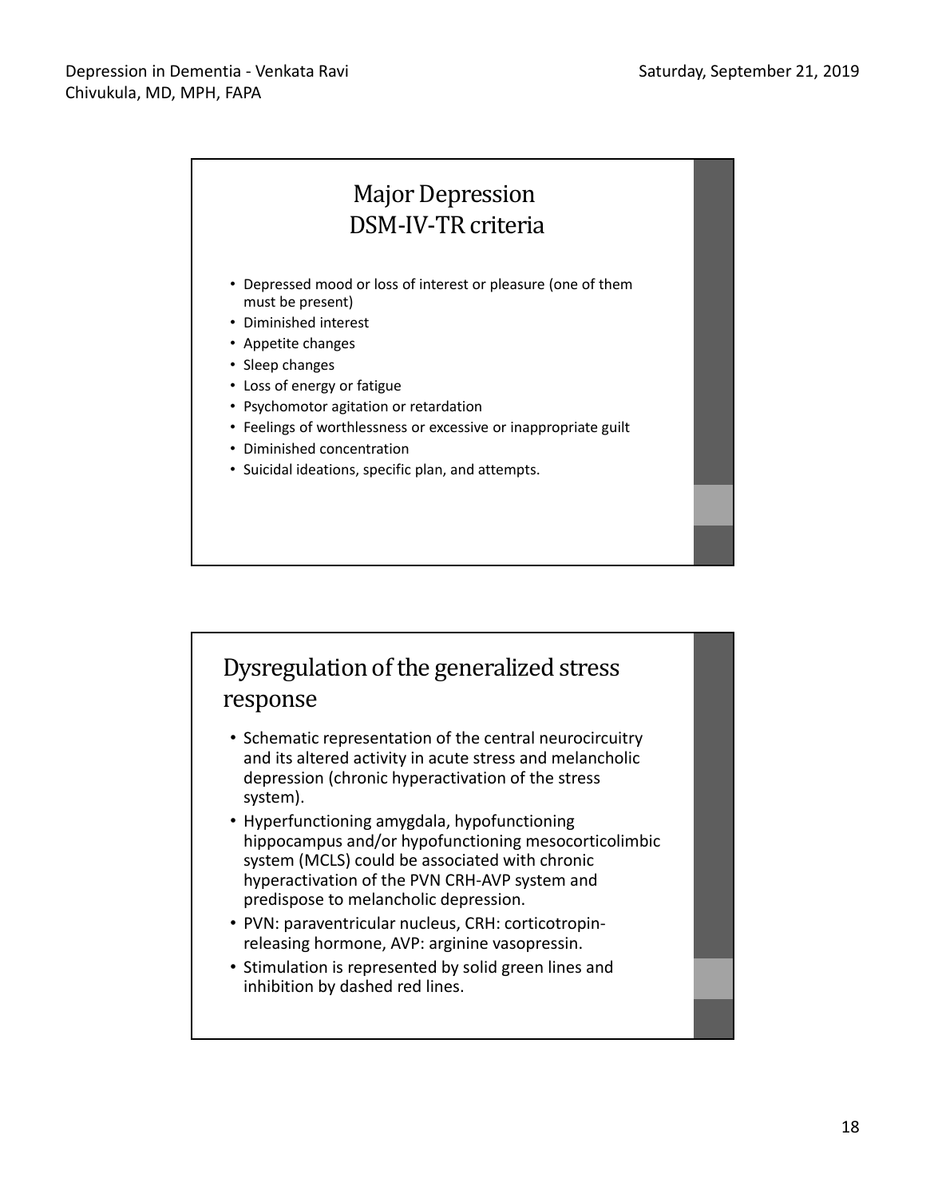## Major Depression DSM-IV-TR criteria

- Depressed mood or loss of interest or pleasure (one of them must be present)
- Diminished interest
- Appetite changes
- Sleep changes
- Loss of energy or fatigue
- Psychomotor agitation or retardation
- Feelings of worthlessness or excessive or inappropriate guilt
- Diminished concentration
- Suicidal ideations, specific plan, and attempts.

## Dysregulation of the generalized stress response

- Schematic representation of the central neurocircuitry and its altered activity in acute stress and melancholic depression (chronic hyperactivation of the stress system).
- Hyperfunctioning amygdala, hypofunctioning hippocampus and/or hypofunctioning mesocorticolimbic system (MCLS) could be associated with chronic hyperactivation of the PVN CRH-AVP system and predispose to melancholic depression.
- PVN: paraventricular nucleus, CRH: corticotropin-releasing hormone, AVP: arginine vasopressin.
- Stimulation is represented by solid green lines and inhibition by dashed red lines.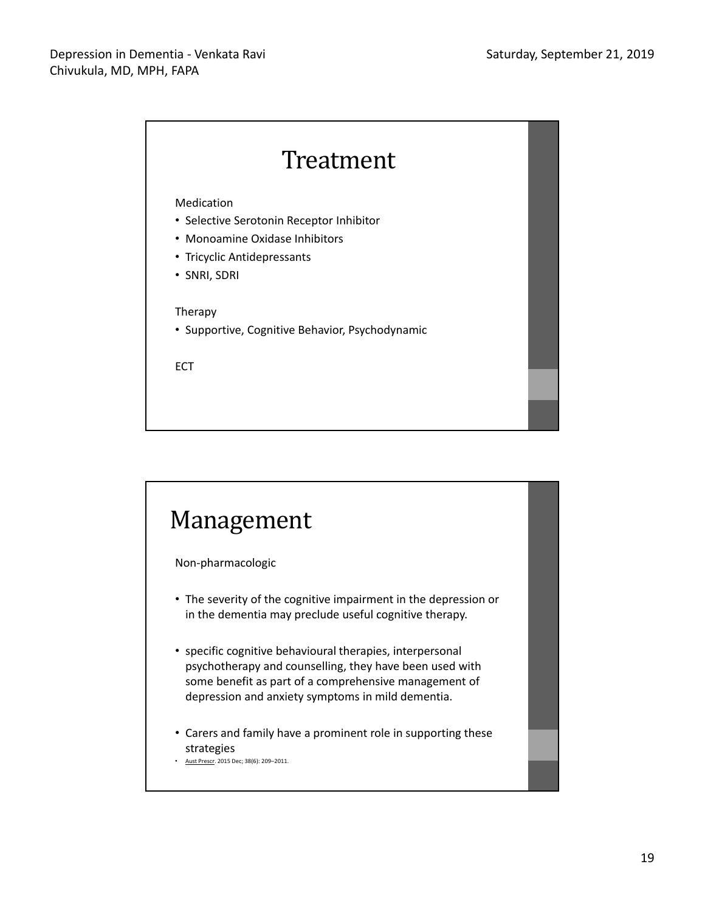# Treatment

Medication

- Selective Serotonin Receptor Inhibitor
- Monoamine Oxidase Inhibitors
- Tricyclic Antidepressants
- SNRI, SDRI

Therapy

- Supportive, Cognitive Behavior, Psychodynamic

ECT

# Management

Non-pharmacologic

- The severity of the cognitive impairment in the depression or in the dementia may preclude useful cognitive therapy.
- specific cognitive behavioural therapies, interpersonal psychotherapy and counselling, they have been used with some benefit as part of a comprehensive management of depression and anxiety symptoms in mild dementia.
- Carers and family have a prominent role in supporting these strategies

- Aust Prescr. 2015 Dec; 38(6): 209–2011.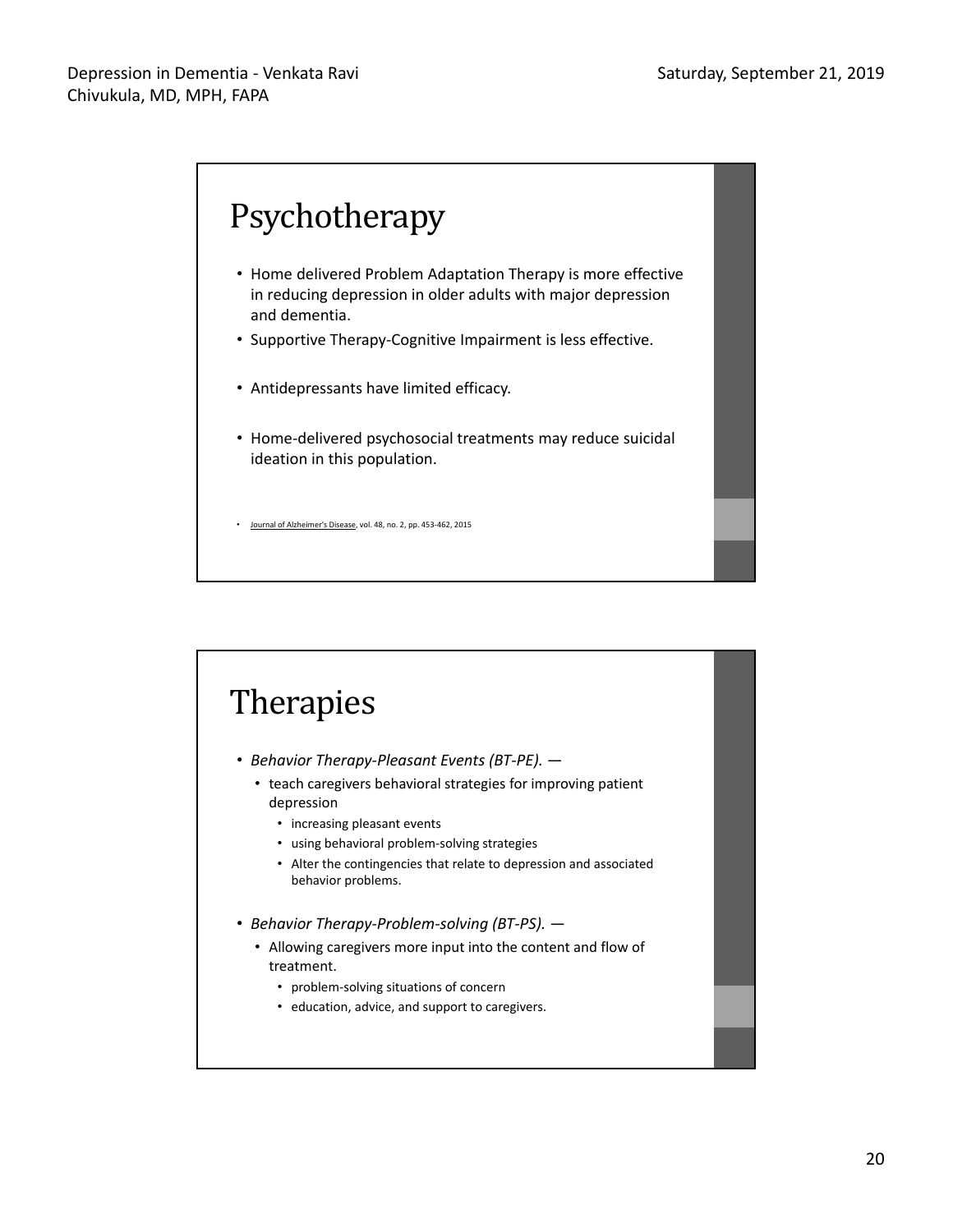# Psychotherapy

- Home delivered Problem Adaptation Therapy is more effective in reducing depression in older adults with major depression and dementia.
- Supportive Therapy-Cognitive Impairment is less effective.
- Antidepressants have limited efficacy.
- Home-delivered psychosocial treatments may reduce suicidal ideation in this population.

- Journal of Alzheimer's Disease, vol. 48, no. 2, pp. 453-462, 2015

# Therapies

- *Behavior Therapy-Pleasant Events (BT-PE).* —
  - teach caregivers behavioral strategies for improving patient depression
    - increasing pleasant events
    - using behavioral problem-solving strategies
    - Alter the contingencies that relate to depression and associated behavior problems.
- *Behavior Therapy-Problem-solving (BT-PS).* —
  - Allowing caregivers more input into the content and flow of treatment.
    - problem-solving situations of concern
    - education, advice, and support to caregivers.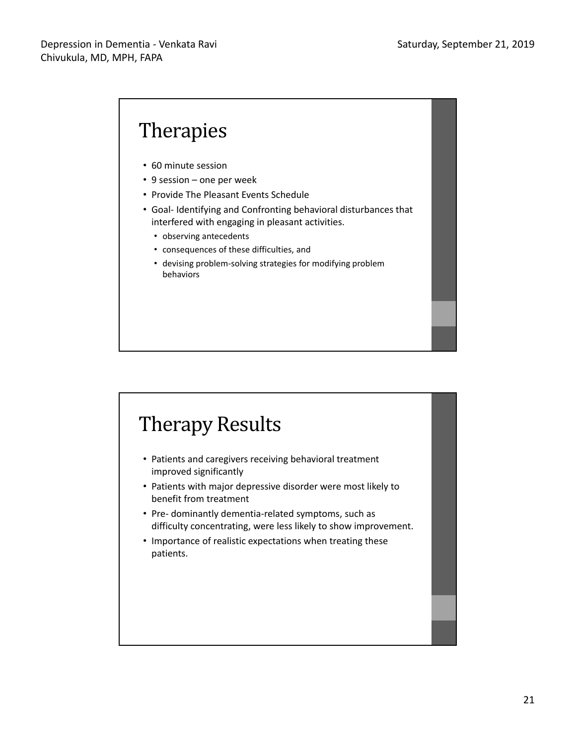## Therapies

- 60 minute session
- 9 session – one per week
- Provide The Pleasant Events Schedule
- Goal- Identifying and Confronting behavioral disturbances that interfered with engaging in pleasant activities.
  - observing antecedents
  - consequences of these difficulties, and
  - devising problem-solving strategies for modifying problem behaviors

## Therapy Results

- Patients and caregivers receiving behavioral treatment improved significantly
- Patients with major depressive disorder were most likely to benefit from treatment
- Pre- dominantly dementia-related symptoms, such as difficulty concentrating, were less likely to show improvement.
- Importance of realistic expectations when treating these patients.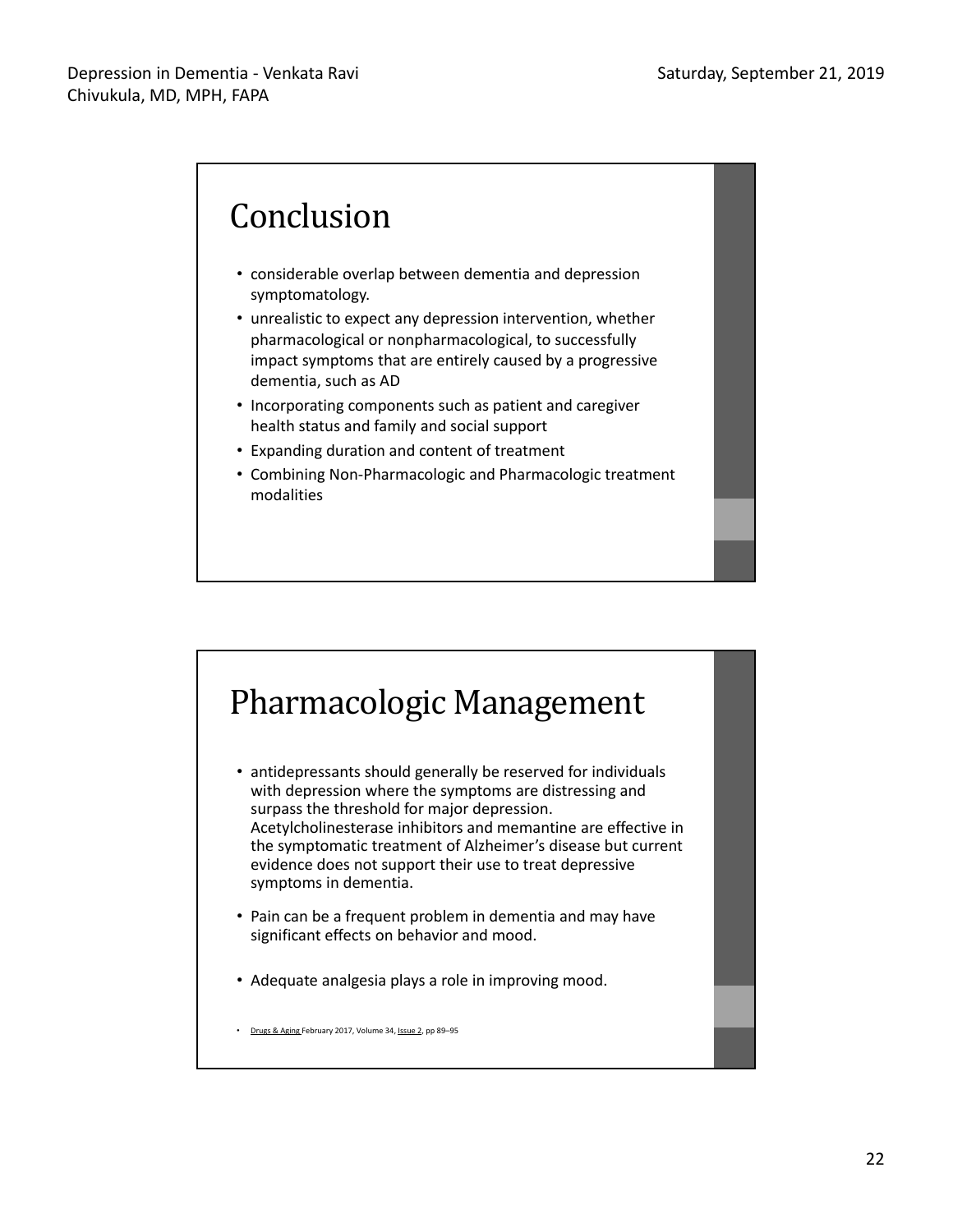## Conclusion

- considerable overlap between dementia and depression symptomatology.
- unrealistic to expect any depression intervention, whether pharmacological or nonpharmacological, to successfully impact symptoms that are entirely caused by a progressive dementia, such as AD
- Incorporating components such as patient and caregiver health status and family and social support
- Expanding duration and content of treatment
- Combining Non-Pharmacologic and Pharmacologic treatment modalities

## Pharmacologic Management

- antidepressants should generally be reserved for individuals with depression where the symptoms are distressing and surpass the threshold for major depression. Acetylcholinesterase inhibitors and memantine are effective in the symptomatic treatment of Alzheimer's disease but current evidence does not support their use to treat depressive symptoms in dementia.
- Pain can be a frequent problem in dementia and may have significant effects on behavior and mood.
- Adequate analgesia plays a role in improving mood.

- Drugs & Aging February 2017, Volume 34, Issue 2, pp 89–95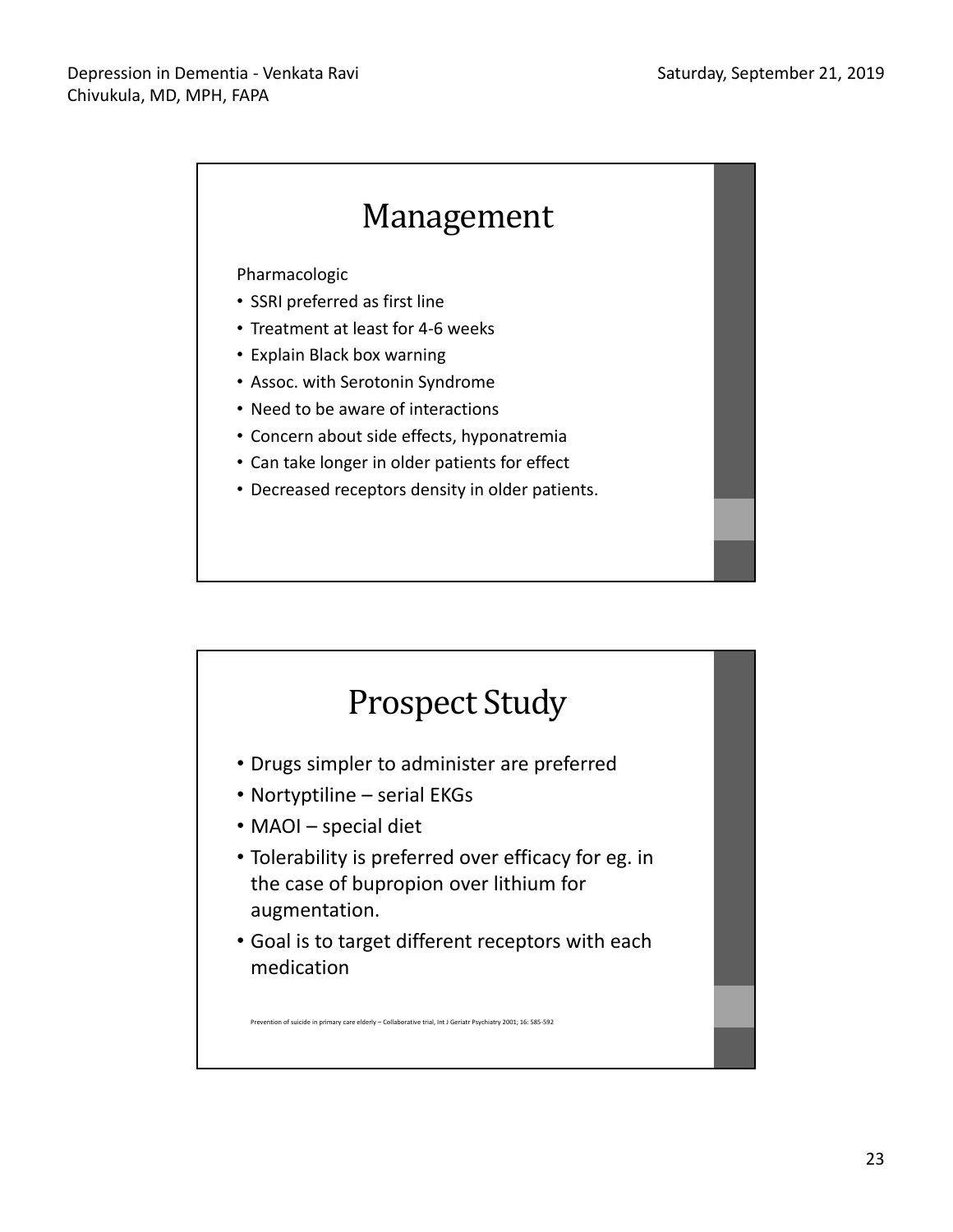# Management

Pharmacologic

- SSRI preferred as first line
- Treatment at least for 4-6 weeks
- Explain Black box warning
- Assoc. with Serotonin Syndrome
- Need to be aware of interactions
- Concern about side effects, hyponatremia
- Can take longer in older patients for effect
- Decreased receptors density in older patients.

# Prospect Study

- Drugs simpler to administer are preferred
- Nortyptiline – serial EKGs
- MAOI – special diet
- Tolerability is preferred over efficacy for eg. in the case of bupropion over lithium for augmentation.
- Goal is to target different receptors with each medication

Prevention of suicide in primary care elderly – Collaborative trial, Int J Geriatr Psychiatry 2001; 16: 585-592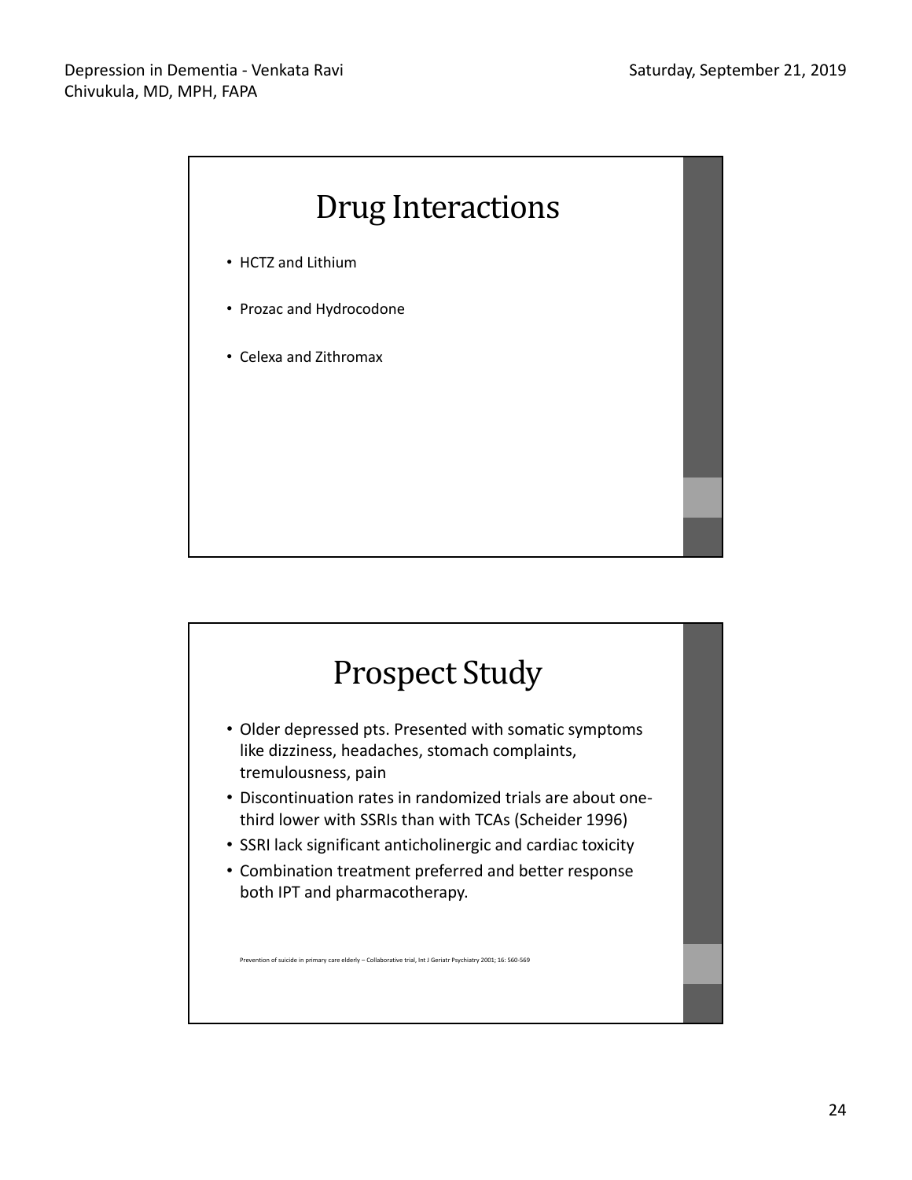# Drug Interactions

- HCTZ and Lithium
- Prozac and Hydrocodone
- Celexa and Zithromax

# Prospect Study

- Older depressed pts. Presented with somatic symptoms like dizziness, headaches, stomach complaints, tremulousness, pain
- Discontinuation rates in randomized trials are about one-third lower with SSRIs than with TCAs (Scheider 1996)
- SSRI lack significant anticholinergic and cardiac toxicity
- Combination treatment preferred and better response both IPT and pharmacotherapy.

Prevention of suicide in primary care elderly – Collaborative trial, Int J Geriatr Psychiatry 2001; 16: 560-569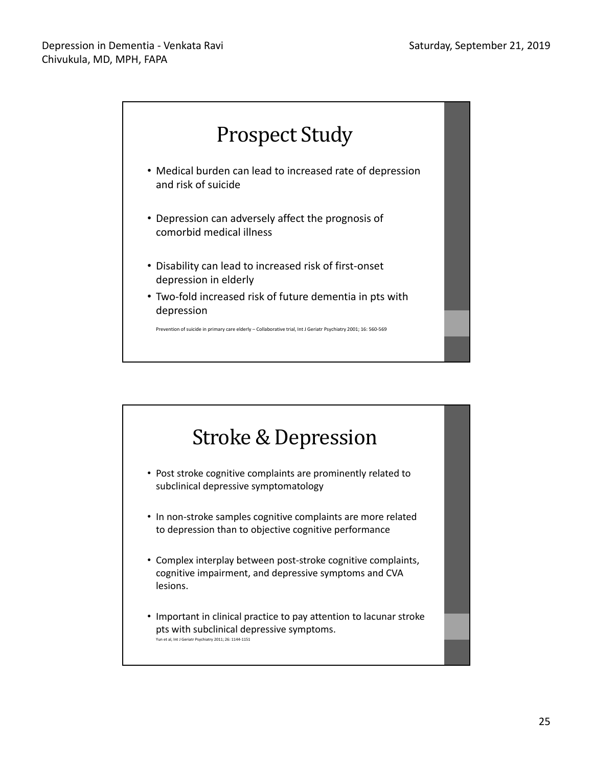# Prospect Study

- Medical burden can lead to increased rate of depression and risk of suicide
- Depression can adversely affect the prognosis of comorbid medical illness
- Disability can lead to increased risk of first-onset depression in elderly
- Two-fold increased risk of future dementia in pts with depression

Prevention of suicide in primary care elderly – Collaborative trial, Int J Geriatr Psychiatry 2001; 16: 560-569

# Stroke & Depression

- Post stroke cognitive complaints are prominently related to subclinical depressive symptomatology
- In non-stroke samples cognitive complaints are more related to depression than to objective cognitive performance
- Complex interplay between post-stroke cognitive complaints, cognitive impairment, and depressive symptoms and CVA lesions.
- Important in clinical practice to pay attention to lacunar stroke pts with subclinical depressive symptoms.

Yun et al, Int J Geriatr Psychiatry 2011; 26: 1144-1151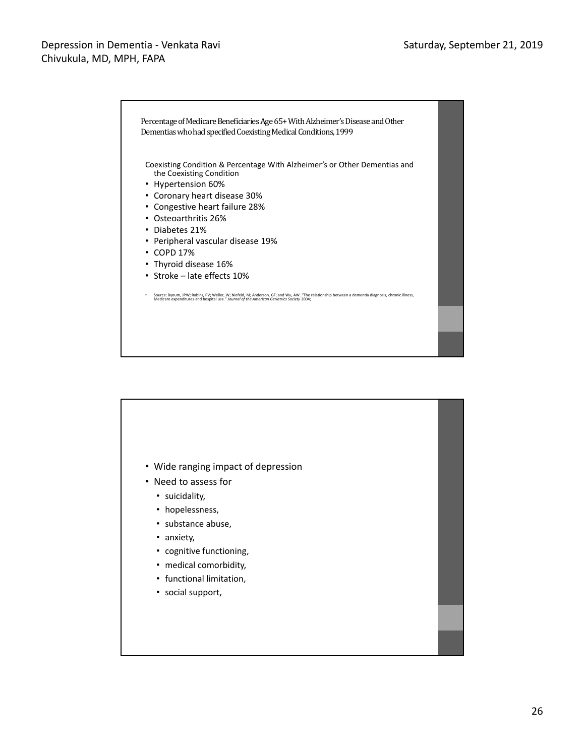Percentage of Medicare Beneficiaries Age 65+ With Alzheimer's Disease and Other Dementias who had specified Coexisting Medical Conditions, 1999

Coexisting Condition & Percentage With Alzheimer's or Other Dementias and the Coexisting Condition

- Hypertension 60%
- Coronary heart disease 30%
- Congestive heart failure 28%
- Osteoarthritis 26%
- Diabetes 21%
- Peripheral vascular disease 19%
- COPD 17%
- Thyroid disease 16%
- Stroke – late effects 10%

- Source: Bynum, JPW; Rabins, PV; Weller, W; Niefeld, M; Anderson, GF; and Wu, AW. "The relationship between a dementia diagnosis, chronic illness, Medicare expenditures and hospital use." *Journal of the American Geriatrics Society* 2004;

---

- Wide ranging impact of depression
- Need to assess for
  - suicidality,
  - hopelessness,
  - substance abuse,
  - anxiety,
  - cognitive functioning,
  - medical comorbidity,
  - functional limitation,
  - social support,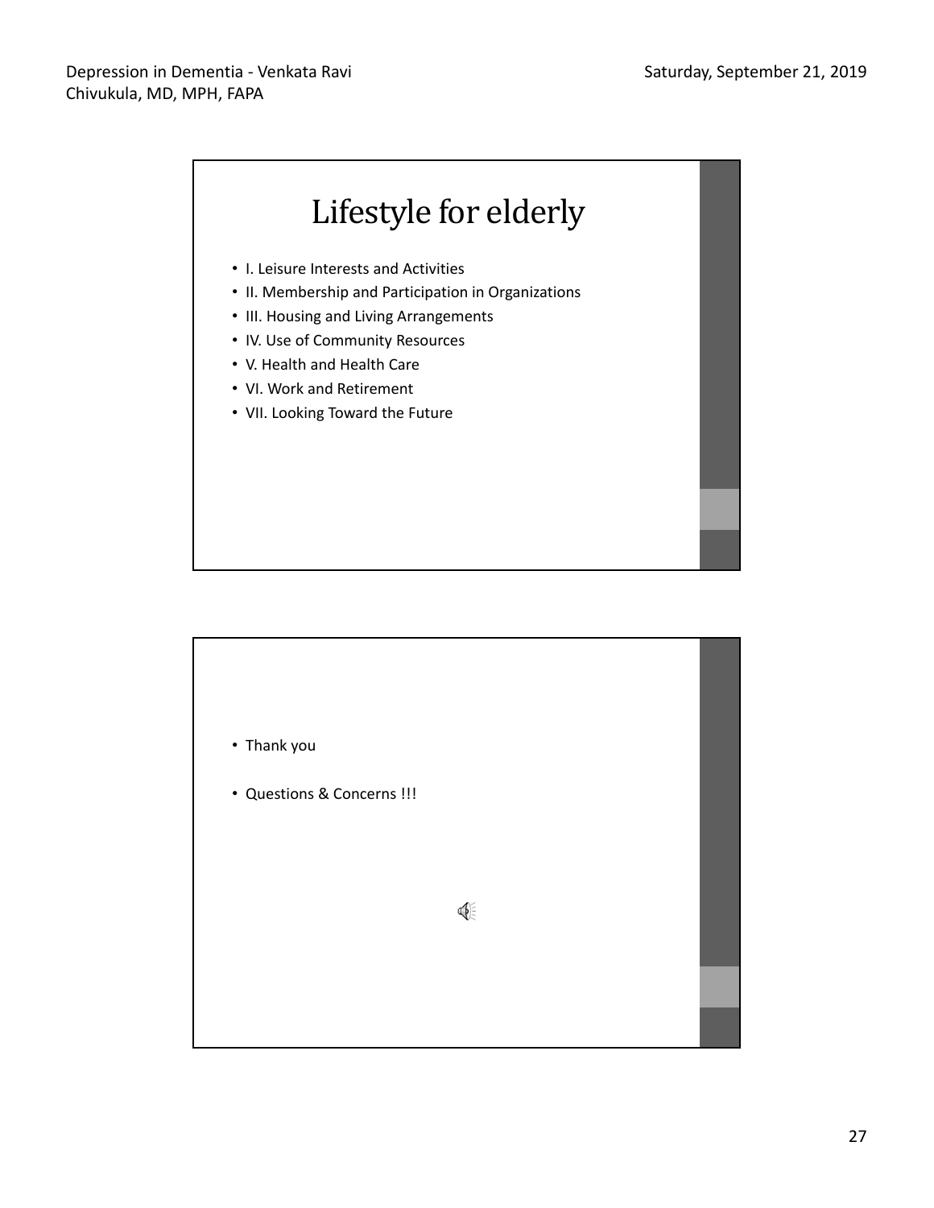# Lifestyle for elderly

- I. Leisure Interests and Activities
- II. Membership and Participation in Organizations
- III. Housing and Living Arrangements
- IV. Use of Community Resources
- V. Health and Health Care
- VI. Work and Retirement
- VII. Looking Toward the Future

---

- Thank you
- Questions & Concerns !!!